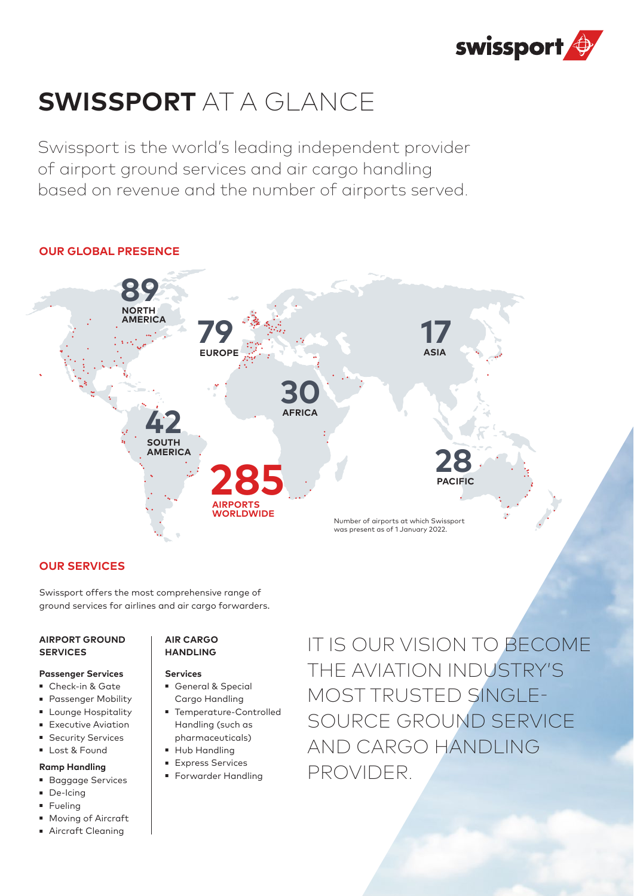# SWISSPORT AT A GLANCE

Swissport is the world's leading independent provider of airport ground services and air cargo handling based on revenue and the number of airports served.

## OUR GLOBAL PRESENCE

**89** NORTH AMERICA

**79** EUROPE

**17** ASIA

**30** AFRICA

**42** SOUTH AMERICA

**28** PACIFIC

**285** AIRPORTS WORLDWIDE

Number of airports at which Swissport was present as of 1 January 2022.

## OUR SERVICES

Swissport offers the most comprehensive range of ground services for airlines and air cargo forwarders.

### AIRPORT GROUND SERVICES

**Passenger Services**

- Check-in & Gate
- Passenger Mobility
- Lounge Hospitality
- Executive Aviation
- Security Services
- Lost & Found

**Ramp Handling**

- Baggage Services
- De-Icing
- Fueling
- Moving of Aircraft
- Aircraft Cleaning

### AIR CARGO HANDLING

**Services**

- General & Special Cargo Handling
- Temperature-Controlled Handling (such as pharmaceuticals)
- Hub Handling
- Express Services
- Forwarder Handling

IT IS OUR VISION TO BECOME THE AVIATION INDUSTRY'S MOST TRUSTED SINGLE-SOURCE GROUND SERVICE AND CARGO HANDLING PROVIDER.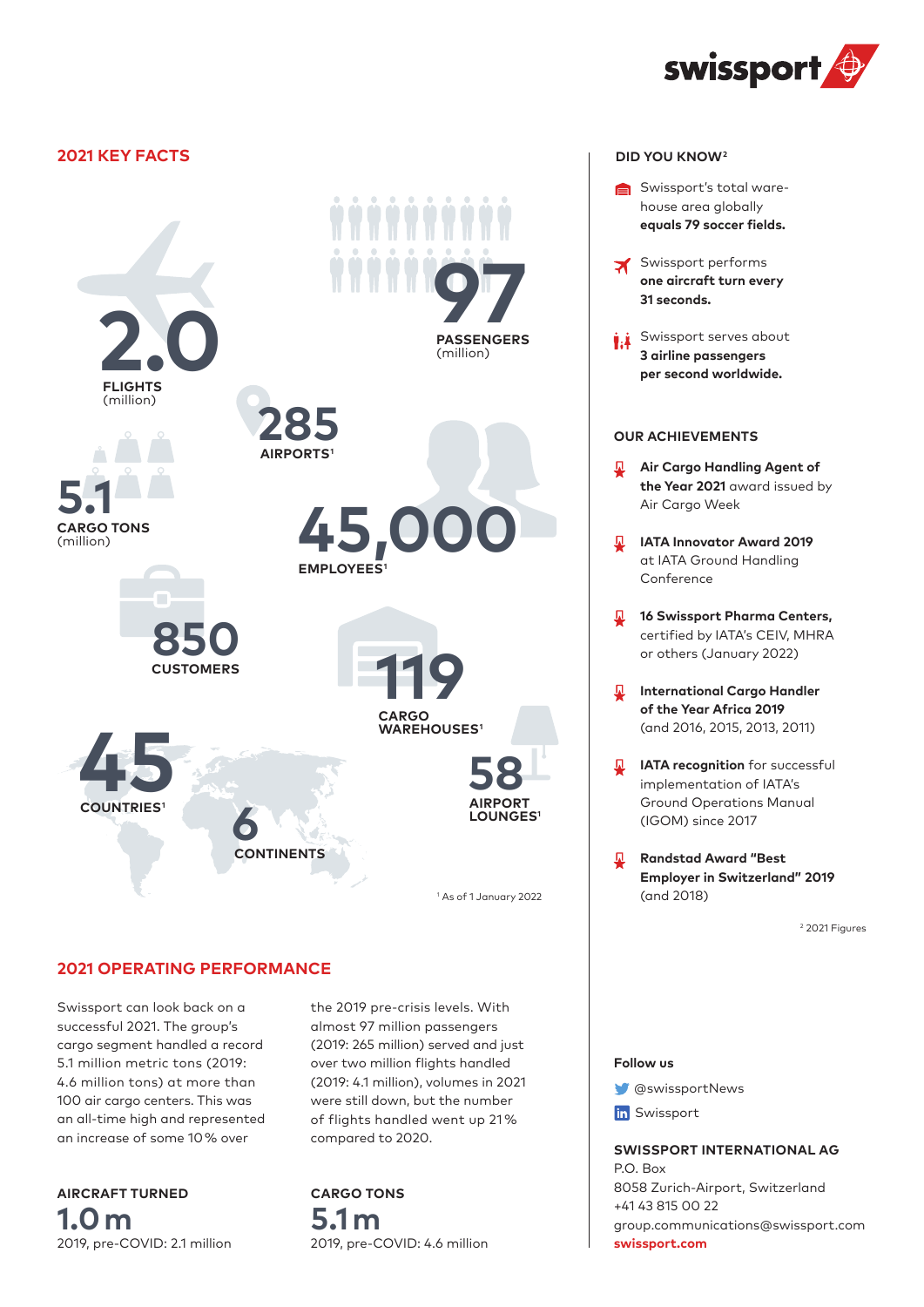# 2021 KEY FACTS

**2.0**
FLIGHTS
(million)

**97**
PASSENGERS
(million)

**285**
AIRPORTS[1]

**5.1**
CARGO TONS
(million)

**45,000**
EMPLOYEES[1]

**850**
CUSTOMERS

**119**
CARGO WAREHOUSES[1]

**45**
COUNTRIES[1]

**6**
CONTINENTS

**58**
AIRPORT LOUNGES[1]

[1] As of 1 January 2022

## 2021 OPERATING PERFORMANCE

Swissport can look back on a successful 2021. The group's cargo segment handled a record 5.1 million metric tons (2019: 4.6 million tons) at more than 100 air cargo centers. This was an all-time high and represented an increase of some 10% over the 2019 pre-crisis levels. With almost 97 million passengers (2019: 265 million) served and just over two million flights handled (2019: 4.1 million), volumes in 2021 were still down, but the number of flights handled went up 21% compared to 2020.

**AIRCRAFT TURNED**
**1.0 m**
2019, pre-COVID: 2.1 million

**CARGO TONS**
**5.1 m**
2019, pre-COVID: 4.6 million

### DID YOU KNOW[2]

- Swissport's total warehouse area globally **equals 79 soccer fields.**
- Swissport performs **one aircraft turn every 31 seconds.**
- Swissport serves about **3 airline passengers per second worldwide.**

### OUR ACHIEVEMENTS

- **Air Cargo Handling Agent of the Year 2021** award issued by Air Cargo Week
- **IATA Innovator Award 2019** at IATA Ground Handling Conference
- **16 Swissport Pharma Centers,** certified by IATA's CEIV, MHRA or others (January 2022)
- **International Cargo Handler of the Year Africa 2019** (and 2016, 2015, 2013, 2011)
- **IATA recognition** for successful implementation of IATA's Ground Operations Manual (IGOM) since 2017
- **Randstad Award "Best Employer in Switzerland" 2019** (and 2018)

[2] 2021 Figures

**Follow us**

@swissportNews
Swissport

**SWISSPORT INTERNATIONAL AG**
P.O. Box
8058 Zurich-Airport, Switzerland
+41 43 815 00 22
group.communications@swissport.com
**swissport.com**